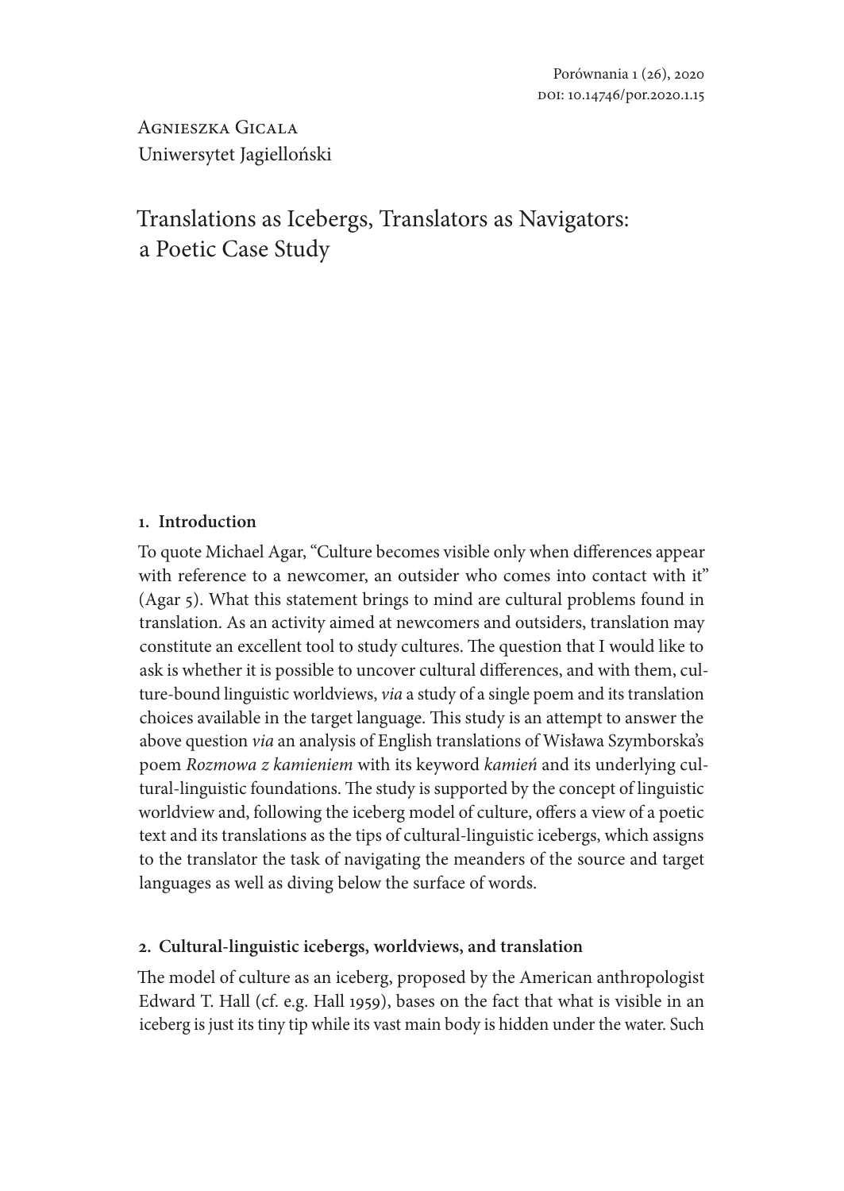Porównania 1 (26), 2020
DOI: 10.14746/por.2020.1.15

Agnieszka Gicala
Uniwersytet Jagielloński

# Translations as Icebergs, Translators as Navigators: a Poetic Case Study

## 1. Introduction

To quote Michael Agar, "Culture becomes visible only when differences appear with reference to a newcomer, an outsider who comes into contact with it" (Agar 5). What this statement brings to mind are cultural problems found in translation. As an activity aimed at newcomers and outsiders, translation may constitute an excellent tool to study cultures. The question that I would like to ask is whether it is possible to uncover cultural differences, and with them, culture-bound linguistic worldviews, *via* a study of a single poem and its translation choices available in the target language. This study is an attempt to answer the above question *via* an analysis of English translations of Wisława Szymborska's poem *Rozmowa z kamieniem* with its keyword *kamień* and its underlying cultural-linguistic foundations. The study is supported by the concept of linguistic worldview and, following the iceberg model of culture, offers a view of a poetic text and its translations as the tips of cultural-linguistic icebergs, which assigns to the translator the task of navigating the meanders of the source and target languages as well as diving below the surface of words.

## 2. Cultural-linguistic icebergs, worldviews, and translation

The model of culture as an iceberg, proposed by the American anthropologist Edward T. Hall (cf. e.g. Hall 1959), bases on the fact that what is visible in an iceberg is just its tiny tip while its vast main body is hidden under the water. Such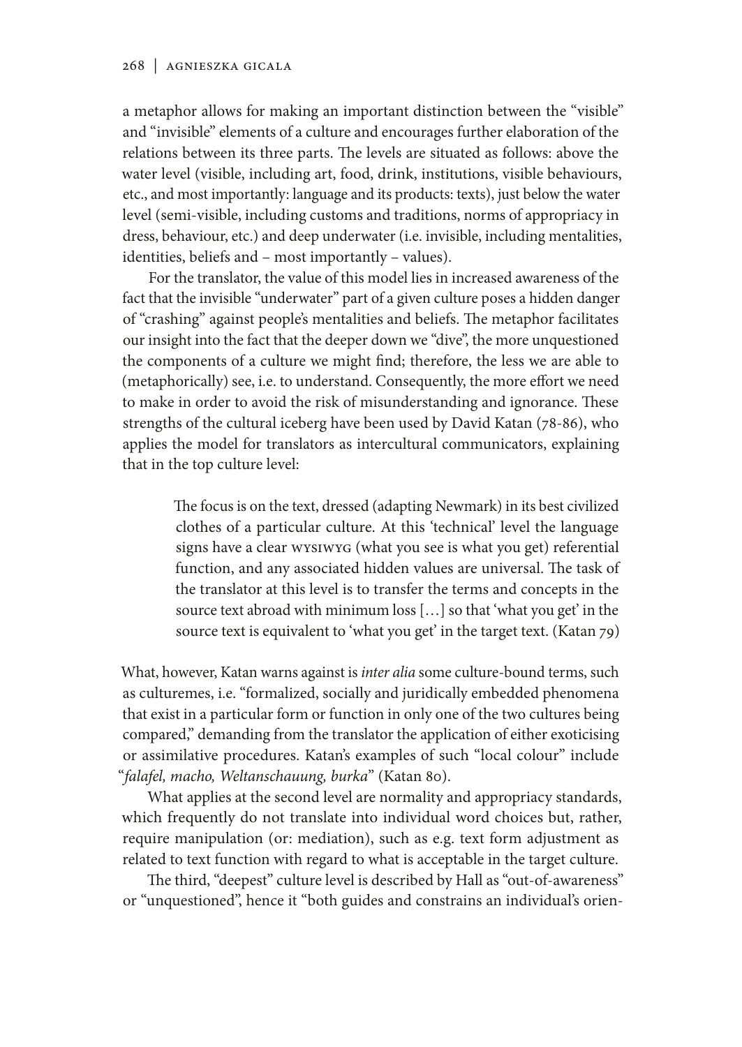a metaphor allows for making an important distinction between the "visible" and "invisible" elements of a culture and encourages further elaboration of the relations between its three parts. The levels are situated as follows: above the water level (visible, including art, food, drink, institutions, visible behaviours, etc., and most importantly: language and its products: texts), just below the water level (semi-visible, including customs and traditions, norms of appropriacy in dress, behaviour, etc.) and deep underwater (i.e. invisible, including mentalities, identities, beliefs and – most importantly – values).

For the translator, the value of this model lies in increased awareness of the fact that the invisible "underwater" part of a given culture poses a hidden danger of "crashing" against people's mentalities and beliefs. The metaphor facilitates our insight into the fact that the deeper down we "dive", the more unquestioned the components of a culture we might find; therefore, the less we are able to (metaphorically) see, i.e. to understand. Consequently, the more effort we need to make in order to avoid the risk of misunderstanding and ignorance. These strengths of the cultural iceberg have been used by David Katan (78-86), who applies the model for translators as intercultural communicators, explaining that in the top culture level:

> The focus is on the text, dressed (adapting Newmark) in its best civilized clothes of a particular culture. At this 'technical' level the language signs have a clear WYSIWYG (what you see is what you get) referential function, and any associated hidden values are universal. The task of the translator at this level is to transfer the terms and concepts in the source text abroad with minimum loss […] so that 'what you get' in the source text is equivalent to 'what you get' in the target text. (Katan 79)

What, however, Katan warns against is *inter alia* some culture-bound terms, such as culturemes, i.e. "formalized, socially and juridically embedded phenomena that exist in a particular form or function in only one of the two cultures being compared," demanding from the translator the application of either exoticising or assimilative procedures. Katan's examples of such "local colour" include "*falafel, macho, Weltanschauung, burka*" (Katan 80).

What applies at the second level are normality and appropriacy standards, which frequently do not translate into individual word choices but, rather, require manipulation (or: mediation), such as e.g. text form adjustment as related to text function with regard to what is acceptable in the target culture.

The third, "deepest" culture level is described by Hall as "out-of-awareness" or "unquestioned", hence it "both guides and constrains an individual's orien-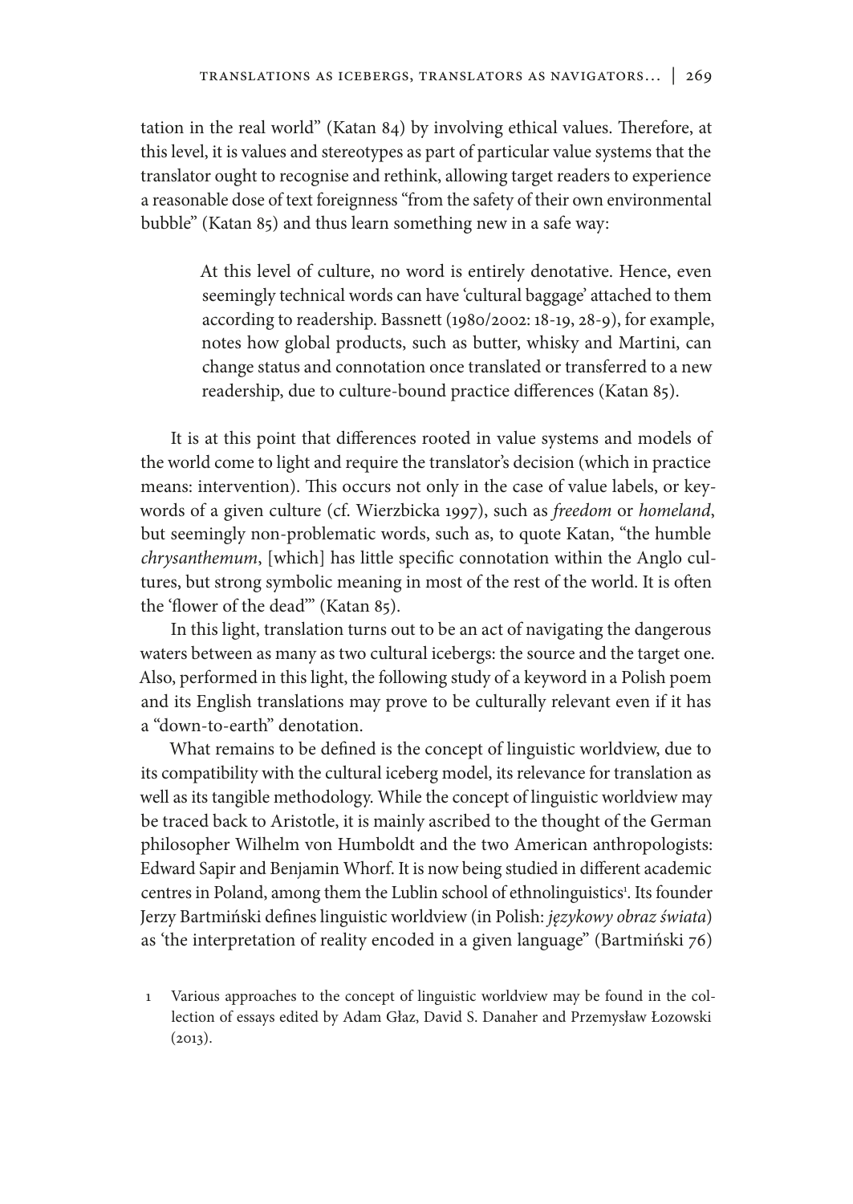tation in the real world" (Katan 84) by involving ethical values. Therefore, at this level, it is values and stereotypes as part of particular value systems that the translator ought to recognise and rethink, allowing target readers to experience a reasonable dose of text foreignness "from the safety of their own environmental bubble" (Katan 85) and thus learn something new in a safe way:

> At this level of culture, no word is entirely denotative. Hence, even seemingly technical words can have 'cultural baggage' attached to them according to readership. Bassnett (1980/2002: 18-19, 28-9), for example, notes how global products, such as butter, whisky and Martini, can change status and connotation once translated or transferred to a new readership, due to culture-bound practice differences (Katan 85).

It is at this point that differences rooted in value systems and models of the world come to light and require the translator's decision (which in practice means: intervention). This occurs not only in the case of value labels, or keywords of a given culture (cf. Wierzbicka 1997), such as *freedom* or *homeland*, but seemingly non-problematic words, such as, to quote Katan, "the humble *chrysanthemum*, [which] has little specific connotation within the Anglo cultures, but strong symbolic meaning in most of the rest of the world. It is often the 'flower of the dead'" (Katan 85).

In this light, translation turns out to be an act of navigating the dangerous waters between as many as two cultural icebergs: the source and the target one. Also, performed in this light, the following study of a keyword in a Polish poem and its English translations may prove to be culturally relevant even if it has a "down-to-earth" denotation.

What remains to be defined is the concept of linguistic worldview, due to its compatibility with the cultural iceberg model, its relevance for translation as well as its tangible methodology. While the concept of linguistic worldview may be traced back to Aristotle, it is mainly ascribed to the thought of the German philosopher Wilhelm von Humboldt and the two American anthropologists: Edward Sapir and Benjamin Whorf. It is now being studied in different academic centres in Poland, among them the Lublin school of ethnolinguistics[1]. Its founder Jerzy Bartmiński defines linguistic worldview (in Polish: *językowy obraz świata*) as 'the interpretation of reality encoded in a given language" (Bartmiński 76)

1 Various approaches to the concept of linguistic worldview may be found in the collection of essays edited by Adam Głaz, David S. Danaher and Przemysław Łozowski (2013).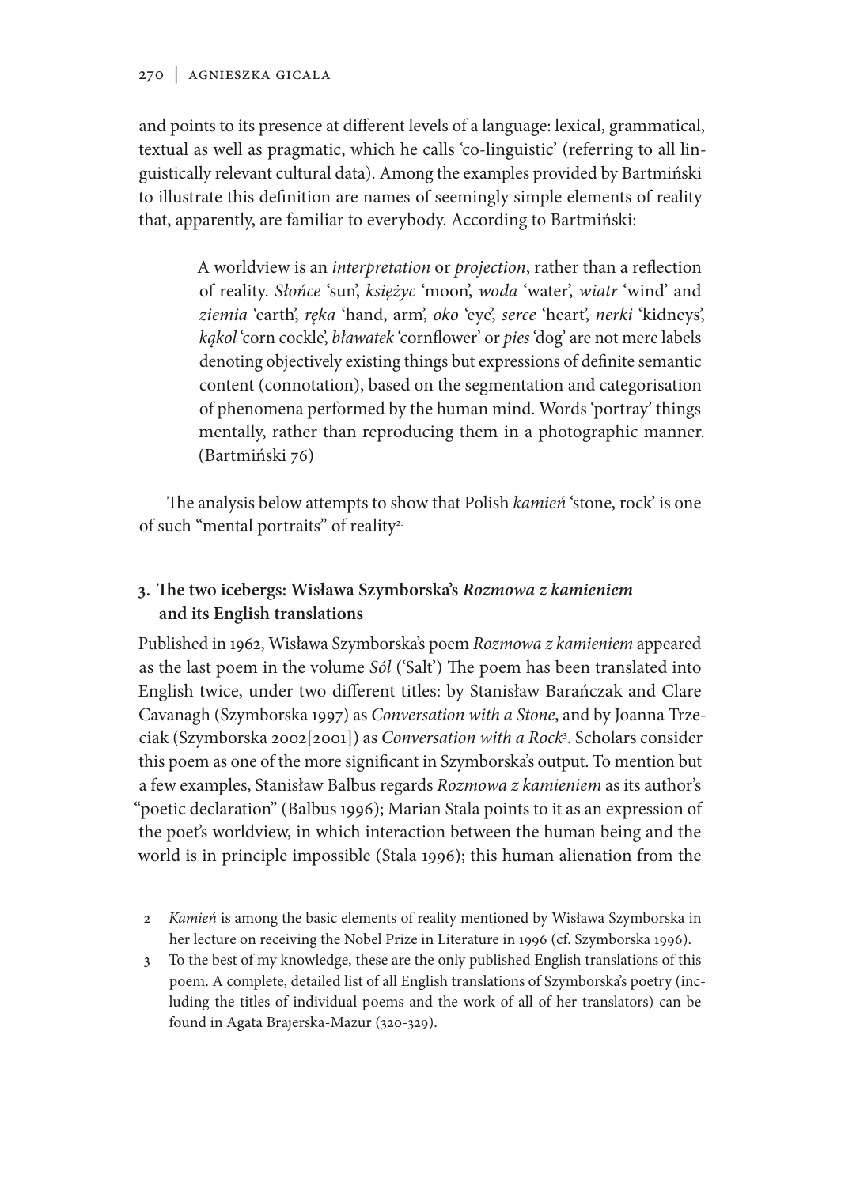and points to its presence at different levels of a language: lexical, grammatical, textual as well as pragmatic, which he calls 'co-linguistic' (referring to all linguistically relevant cultural data). Among the examples provided by Bartmiński to illustrate this definition are names of seemingly simple elements of reality that, apparently, are familiar to everybody. According to Bartmiński:

> A worldview is an *interpretation* or *projection*, rather than a reflection of reality. *Słońce* 'sun', *księżyc* 'moon', *woda* 'water', *wiatr* 'wind' and *ziemia* 'earth', *ręka* 'hand, arm', *oko* 'eye', *serce* 'heart', *nerki* 'kidneys', *kąkol* 'corn cockle', *bławatek* 'cornflower' or *pies* 'dog' are not mere labels denoting objectively existing things but expressions of definite semantic content (connotation), based on the segmentation and categorisation of phenomena performed by the human mind. Words 'portray' things mentally, rather than reproducing them in a photographic manner. (Bartmiński 76)

The analysis below attempts to show that Polish *kamień* 'stone, rock' is one of such "mental portraits" of reality[2].

## 3. The two icebergs: Wisława Szymborska's *Rozmowa z kamieniem* and its English translations

Published in 1962, Wisława Szymborska's poem *Rozmowa z kamieniem* appeared as the last poem in the volume *Sól* ('Salt') The poem has been translated into English twice, under two different titles: by Stanisław Barańczak and Clare Cavanagh (Szymborska 1997) as *Conversation with a Stone*, and by Joanna Trzeciak (Szymborska 2002[2001]) as *Conversation with a Rock*[3]. Scholars consider this poem as one of the more significant in Szymborska's output. To mention but a few examples, Stanisław Balbus regards *Rozmowa z kamieniem* as its author's "poetic declaration" (Balbus 1996); Marian Stala points to it as an expression of the poet's worldview, in which interaction between the human being and the world is in principle impossible (Stala 1996); this human alienation from the

2 *Kamień* is among the basic elements of reality mentioned by Wisława Szymborska in her lecture on receiving the Nobel Prize in Literature in 1996 (cf. Szymborska 1996).

3 To the best of my knowledge, these are the only published English translations of this poem. A complete, detailed list of all English translations of Szymborska's poetry (including the titles of individual poems and the work of all of her translators) can be found in Agata Brajerska-Mazur (320-329).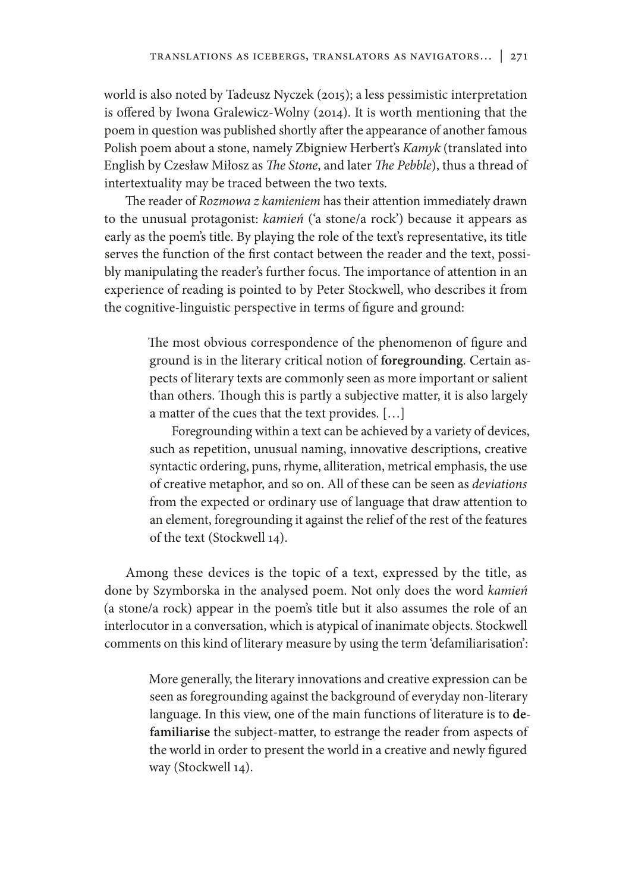world is also noted by Tadeusz Nyczek (2015); a less pessimistic interpretation is offered by Iwona Gralewicz-Wolny (2014). It is worth mentioning that the poem in question was published shortly after the appearance of another famous Polish poem about a stone, namely Zbigniew Herbert's *Kamyk* (translated into English by Czesław Miłosz as *The Stone*, and later *The Pebble*), thus a thread of intertextuality may be traced between the two texts.

The reader of *Rozmowa z kamieniem* has their attention immediately drawn to the unusual protagonist: *kamień* ('a stone/a rock') because it appears as early as the poem's title. By playing the role of the text's representative, its title serves the function of the first contact between the reader and the text, possibly manipulating the reader's further focus. The importance of attention in an experience of reading is pointed to by Peter Stockwell, who describes it from the cognitive-linguistic perspective in terms of figure and ground:

> The most obvious correspondence of the phenomenon of figure and ground is in the literary critical notion of **foregrounding**. Certain aspects of literary texts are commonly seen as more important or salient than others. Though this is partly a subjective matter, it is also largely a matter of the cues that the text provides. […]
>
> Foregrounding within a text can be achieved by a variety of devices, such as repetition, unusual naming, innovative descriptions, creative syntactic ordering, puns, rhyme, alliteration, metrical emphasis, the use of creative metaphor, and so on. All of these can be seen as *deviations* from the expected or ordinary use of language that draw attention to an element, foregrounding it against the relief of the rest of the features of the text (Stockwell 14).

Among these devices is the topic of a text, expressed by the title, as done by Szymborska in the analysed poem. Not only does the word *kamień* (a stone/a rock) appear in the poem's title but it also assumes the role of an interlocutor in a conversation, which is atypical of inanimate objects. Stockwell comments on this kind of literary measure by using the term 'defamiliarisation':

> More generally, the literary innovations and creative expression can be seen as foregrounding against the background of everyday non-literary language. In this view, one of the main functions of literature is to **defamiliarise** the subject-matter, to estrange the reader from aspects of the world in order to present the world in a creative and newly figured way (Stockwell 14).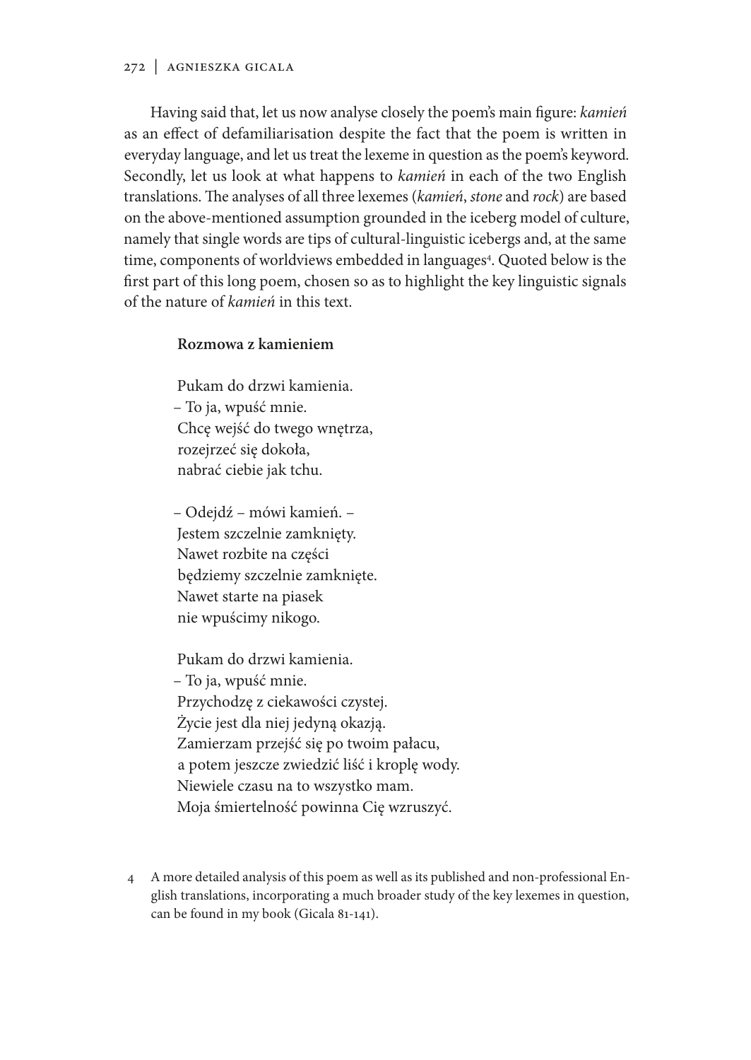Having said that, let us now analyse closely the poem's main figure: *kamień* as an effect of defamiliarisation despite the fact that the poem is written in everyday language, and let us treat the lexeme in question as the poem's keyword. Secondly, let us look at what happens to *kamień* in each of the two English translations. The analyses of all three lexemes (*kamień*, *stone* and *rock*) are based on the above-mentioned assumption grounded in the iceberg model of culture, namely that single words are tips of cultural-linguistic icebergs and, at the same time, components of worldviews embedded in languages[4]. Quoted below is the first part of this long poem, chosen so as to highlight the key linguistic signals of the nature of *kamień* in this text.

**Rozmowa z kamieniem**

Pukam do drzwi kamienia.  
– To ja, wpuść mnie.  
Chcę wejść do twego wnętrza,  
rozejrzeć się dokoła,  
nabrać ciebie jak tchu.

– Odejdź – mówi kamień. –  
Jestem szczelnie zamknięty.  
Nawet rozbite na części  
będziemy szczelnie zamknięte.  
Nawet starte na piasek  
nie wpuścimy nikogo.

Pukam do drzwi kamienia.  
– To ja, wpuść mnie.  
Przychodzę z ciekawości czystej.  
Życie jest dla niej jedyną okazją.  
Zamierzam przejść się po twoim pałacu,  
a potem jeszcze zwiedzić liść i kroplę wody.  
Niewiele czasu na to wszystko mam.  
Moja śmiertelność powinna Cię wzruszyć.

4 A more detailed analysis of this poem as well as its published and non-professional English translations, incorporating a much broader study of the key lexemes in question, can be found in my book (Gicala 81-141).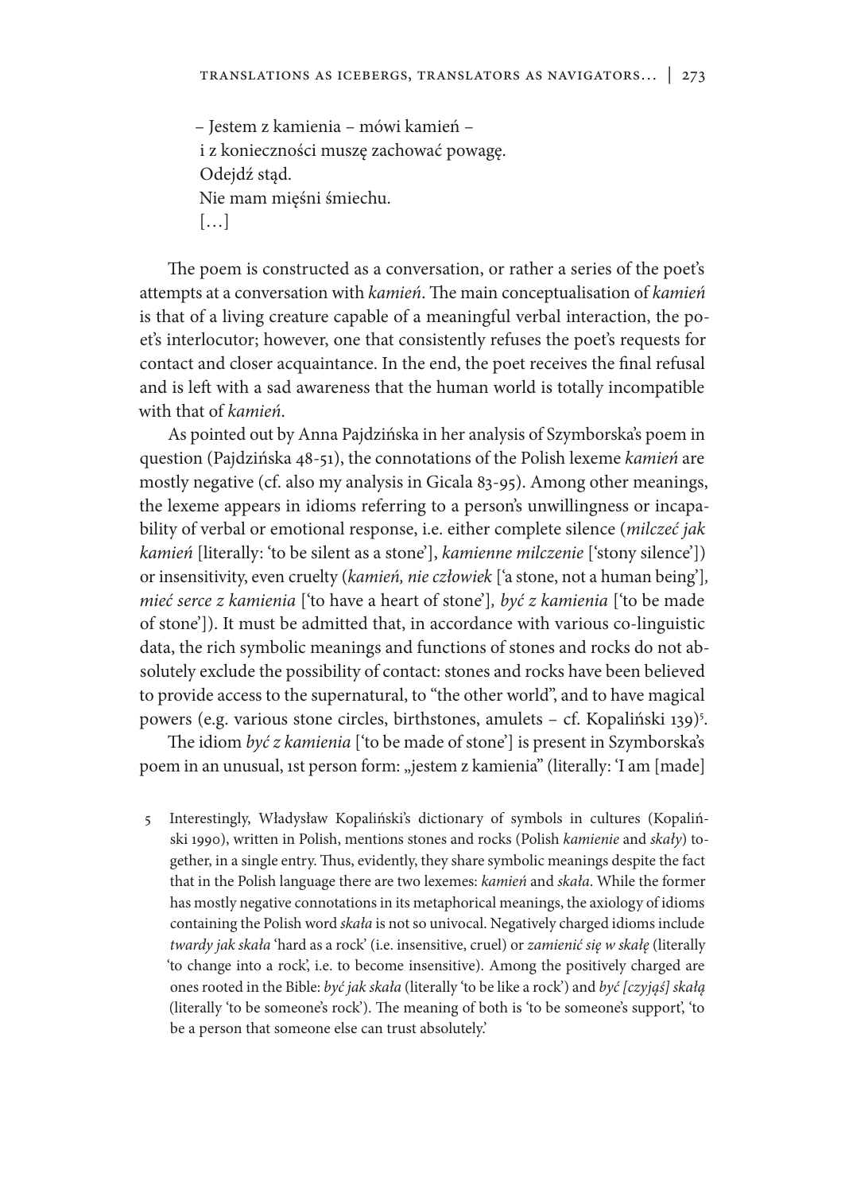– Jestem z kamienia – mówi kamień –
i z konieczności muszę zachować powagę.
Odejdź stąd.
Nie mam mięśni śmiechu.
[…]

The poem is constructed as a conversation, or rather a series of the poet's attempts at a conversation with *kamień*. The main conceptualisation of *kamień* is that of a living creature capable of a meaningful verbal interaction, the poet's interlocutor; however, one that consistently refuses the poet's requests for contact and closer acquaintance. In the end, the poet receives the final refusal and is left with a sad awareness that the human world is totally incompatible with that of *kamień*.

As pointed out by Anna Pajdzińska in her analysis of Szymborska's poem in question (Pajdzińska 48-51), the connotations of the Polish lexeme *kamień* are mostly negative (cf. also my analysis in Gicala 83-95). Among other meanings, the lexeme appears in idioms referring to a person's unwillingness or incapability of verbal or emotional response, i.e. either complete silence (*milczeć jak kamień* [literally: 'to be silent as a stone'], *kamienne milczenie* ['stony silence']) or insensitivity, even cruelty (*kamień, nie człowiek* ['a stone, not a human being'], *mieć serce z kamienia* ['to have a heart of stone'], *być z kamienia* ['to be made of stone']). It must be admitted that, in accordance with various co-linguistic data, the rich symbolic meanings and functions of stones and rocks do not absolutely exclude the possibility of contact: stones and rocks have been believed to provide access to the supernatural, to "the other world", and to have magical powers (e.g. various stone circles, birthstones, amulets – cf. Kopaliński 139)[5].

The idiom *być z kamienia* ['to be made of stone'] is present in Szymborska's poem in an unusual, 1st person form: „jestem z kamienia" (literally: 'I am [made]

5 Interestingly, Władysław Kopaliński's dictionary of symbols in cultures (Kopaliński 1990), written in Polish, mentions stones and rocks (Polish *kamienie* and *skały*) together, in a single entry. Thus, evidently, they share symbolic meanings despite the fact that in the Polish language there are two lexemes: *kamień* and *skała*. While the former has mostly negative connotations in its metaphorical meanings, the axiology of idioms containing the Polish word *skała* is not so univocal. Negatively charged idioms include *twardy jak skała* 'hard as a rock' (i.e. insensitive, cruel) or *zamienić się w skałę* (literally 'to change into a rock', i.e. to become insensitive). Among the positively charged are ones rooted in the Bible: *być jak skała* (literally 'to be like a rock') and *być [czyjąś] skałą* (literally 'to be someone's rock'). The meaning of both is 'to be someone's support', 'to be a person that someone else can trust absolutely.'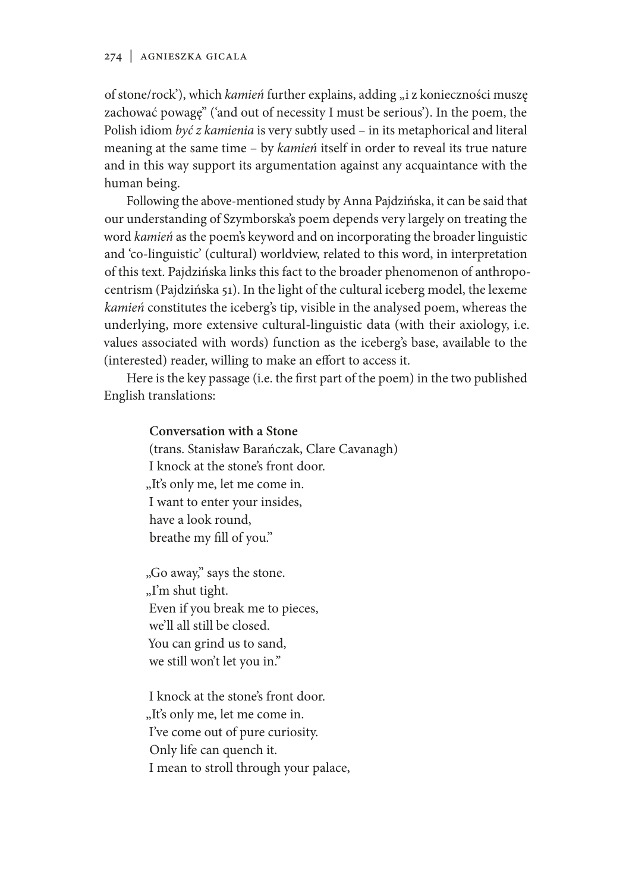of stone/rock'), which *kamień* further explains, adding „i z konieczności muszę zachować powagę" ('and out of necessity I must be serious'). In the poem, the Polish idiom *być z kamienia* is very subtly used – in its metaphorical and literal meaning at the same time – by *kamień* itself in order to reveal its true nature and in this way support its argumentation against any acquaintance with the human being.

Following the above-mentioned study by Anna Pajdzińska, it can be said that our understanding of Szymborska's poem depends very largely on treating the word *kamień* as the poem's keyword and on incorporating the broader linguistic and 'co-linguistic' (cultural) worldview, related to this word, in interpretation of this text. Pajdzińska links this fact to the broader phenomenon of anthropocentrism (Pajdzińska 51). In the light of the cultural iceberg model, the lexeme *kamień* constitutes the iceberg's tip, visible in the analysed poem, whereas the underlying, more extensive cultural-linguistic data (with their axiology, i.e. values associated with words) function as the iceberg's base, available to the (interested) reader, willing to make an effort to access it.

Here is the key passage (i.e. the first part of the poem) in the two published English translations:

> **Conversation with a Stone**
> (trans. Stanisław Barańczak, Clare Cavanagh)
> I knock at the stone's front door.
> „It's only me, let me come in.
> I want to enter your insides,
> have a look round,
> breathe my fill of you."
>
> „Go away," says the stone.
> „I'm shut tight.
> Even if you break me to pieces,
> we'll all still be closed.
> You can grind us to sand,
> we still won't let you in."
>
> I knock at the stone's front door.
> „It's only me, let me come in.
> I've come out of pure curiosity.
> Only life can quench it.
> I mean to stroll through your palace,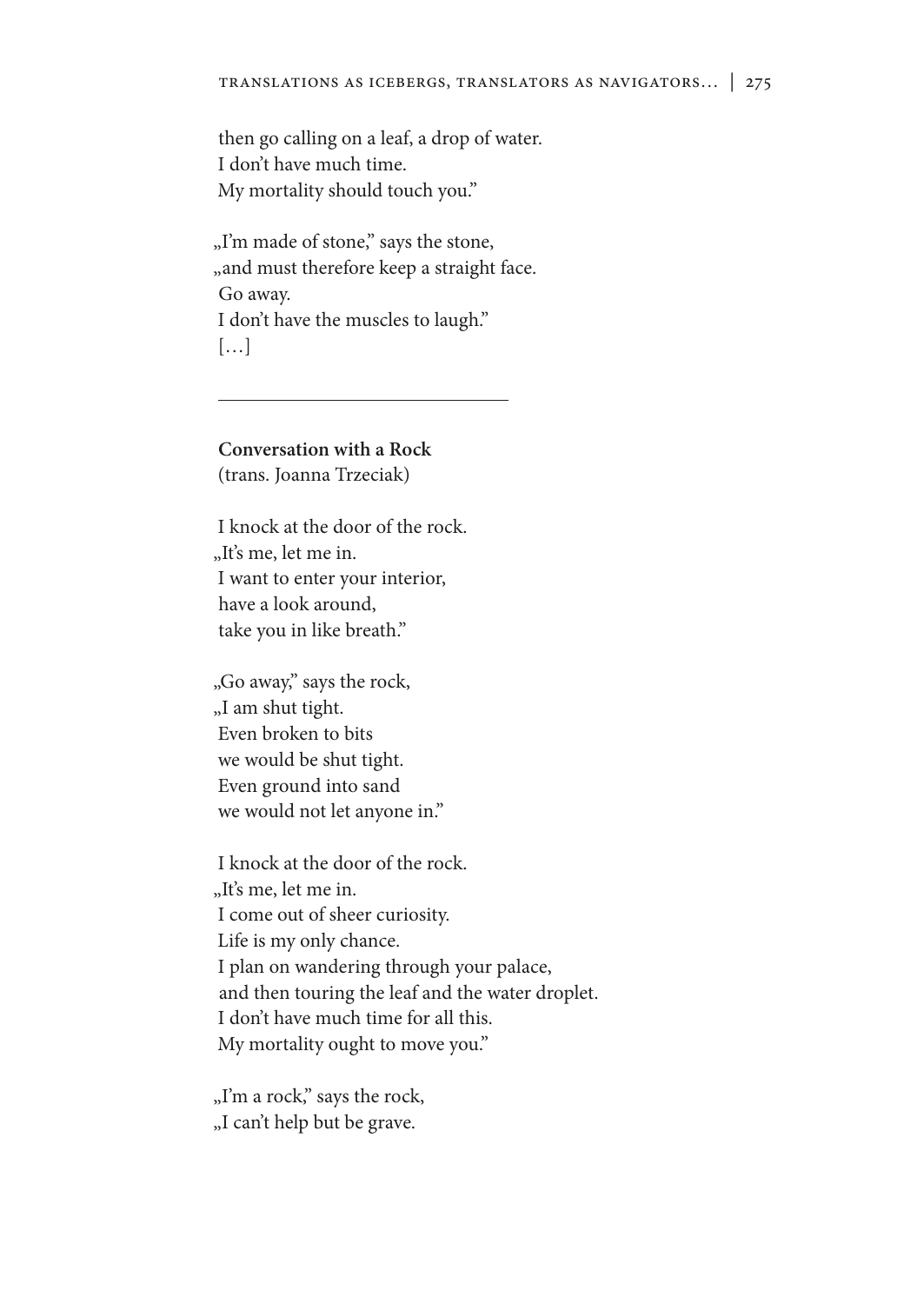then go calling on a leaf, a drop of water.  
I don't have much time.  
My mortality should touch you."

„I'm made of stone," says the stone,  
„and must therefore keep a straight face.  
Go away.  
I don't have the muscles to laugh."  
[…]

---

**Conversation with a Rock**  
(trans. Joanna Trzeciak)

I knock at the door of the rock.  
„It's me, let me in.  
I want to enter your interior,  
have a look around,  
take you in like breath."

„Go away," says the rock,  
„I am shut tight.  
Even broken to bits  
we would be shut tight.  
Even ground into sand  
we would not let anyone in."

I knock at the door of the rock.  
„It's me, let me in.  
I come out of sheer curiosity.  
Life is my only chance.  
I plan on wandering through your palace,  
and then touring the leaf and the water droplet.  
I don't have much time for all this.  
My mortality ought to move you."

„I'm a rock," says the rock,  
„I can't help but be grave.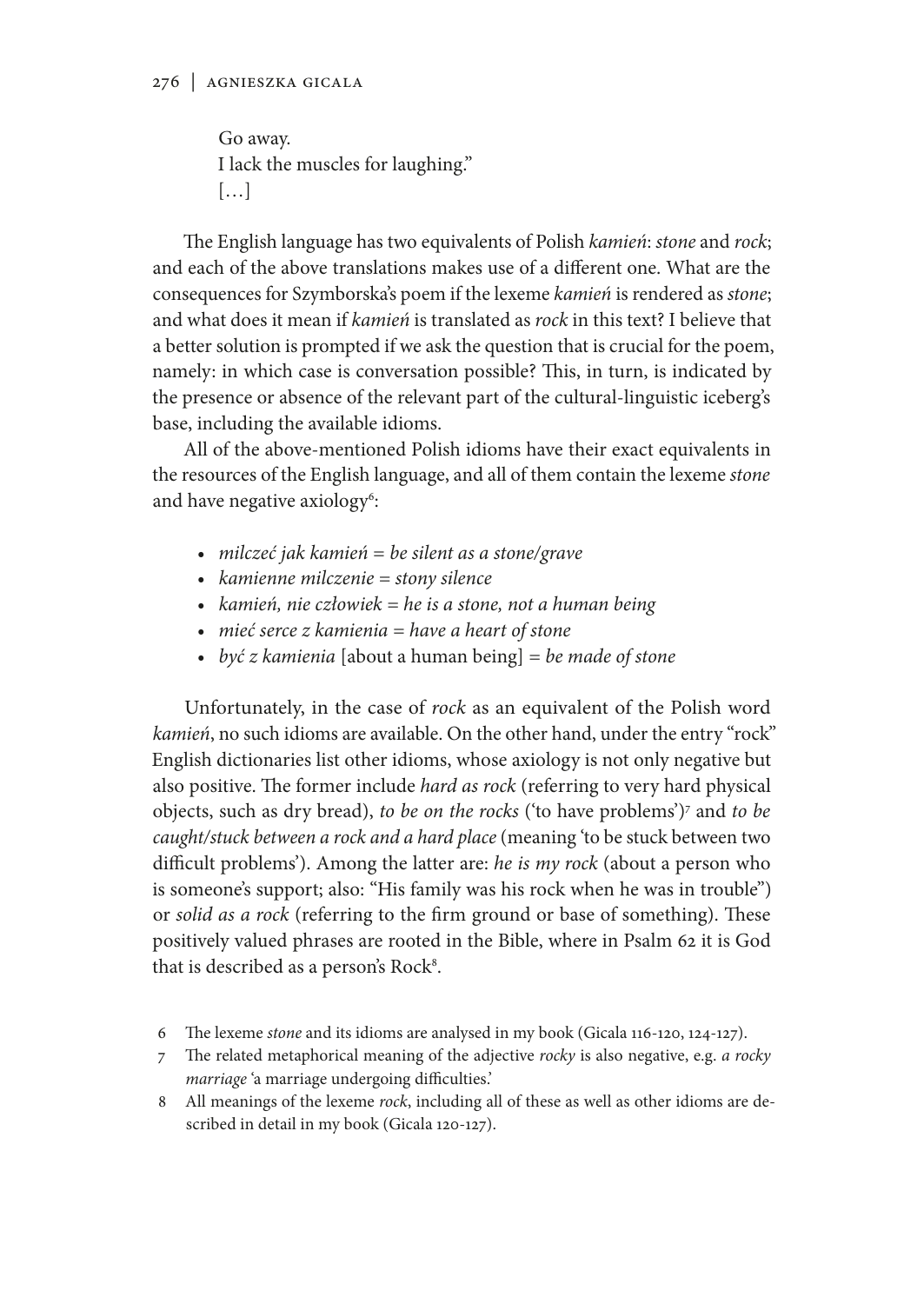Go away.  
I lack the muscles for laughing."  
[…]

The English language has two equivalents of Polish *kamień*: *stone* and *rock*; and each of the above translations makes use of a different one. What are the consequences for Szymborska's poem if the lexeme *kamień* is rendered as *stone*; and what does it mean if *kamień* is translated as *rock* in this text? I believe that a better solution is prompted if we ask the question that is crucial for the poem, namely: in which case is conversation possible? This, in turn, is indicated by the presence or absence of the relevant part of the cultural-linguistic iceberg's base, including the available idioms.

All of the above-mentioned Polish idioms have their exact equivalents in the resources of the English language, and all of them contain the lexeme *stone* and have negative axiology[6]:

- *milczeć jak kamień* = *be silent as a stone/grave*
- *kamienne milczenie* = *stony silence*
- *kamień, nie człowiek* = *he is a stone, not a human being*
- *mieć serce z kamienia* = *have a heart of stone*
- *być z kamienia* [about a human being] = *be made of stone*

Unfortunately, in the case of *rock* as an equivalent of the Polish word *kamień*, no such idioms are available. On the other hand, under the entry "rock" English dictionaries list other idioms, whose axiology is not only negative but also positive. The former include *hard as rock* (referring to very hard physical objects, such as dry bread), *to be on the rocks* ('to have problems')[7] and *to be caught/stuck between a rock and a hard place* (meaning 'to be stuck between two difficult problems'). Among the latter are: *he is my rock* (about a person who is someone's support; also: "His family was his rock when he was in trouble") or *solid as a rock* (referring to the firm ground or base of something). These positively valued phrases are rooted in the Bible, where in Psalm 62 it is God that is described as a person's Rock[8].

6 The lexeme *stone* and its idioms are analysed in my book (Gicala 116-120, 124-127).

7 The related metaphorical meaning of the adjective *rocky* is also negative, e.g. *a rocky marriage* 'a marriage undergoing difficulties.'

8 All meanings of the lexeme *rock*, including all of these as well as other idioms are described in detail in my book (Gicala 120-127).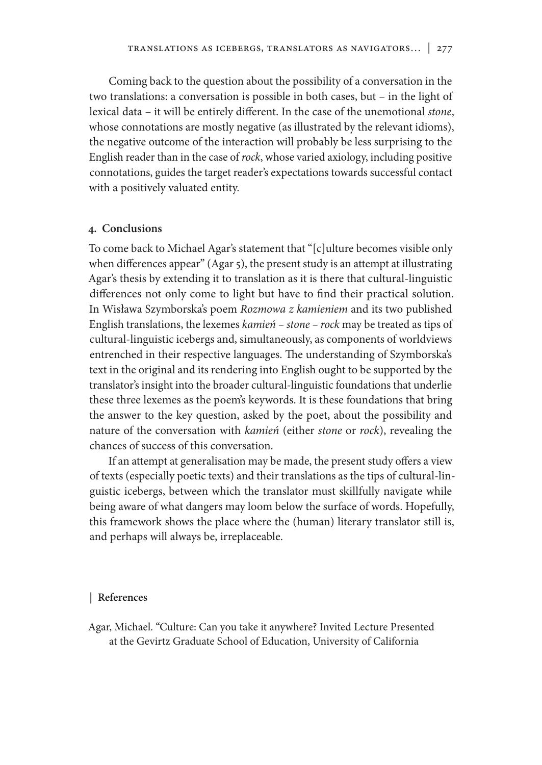Coming back to the question about the possibility of a conversation in the two translations: a conversation is possible in both cases, but – in the light of lexical data – it will be entirely different. In the case of the unemotional *stone*, whose connotations are mostly negative (as illustrated by the relevant idioms), the negative outcome of the interaction will probably be less surprising to the English reader than in the case of *rock*, whose varied axiology, including positive connotations, guides the target reader's expectations towards successful contact with a positively valuated entity.

## 4. Conclusions

To come back to Michael Agar's statement that "[c]ulture becomes visible only when differences appear" (Agar 5), the present study is an attempt at illustrating Agar's thesis by extending it to translation as it is there that cultural-linguistic differences not only come to light but have to find their practical solution. In Wisława Szymborska's poem *Rozmowa z kamieniem* and its two published English translations, the lexemes *kamień – stone – rock* may be treated as tips of cultural-linguistic icebergs and, simultaneously, as components of worldviews entrenched in their respective languages. The understanding of Szymborska's text in the original and its rendering into English ought to be supported by the translator's insight into the broader cultural-linguistic foundations that underlie these three lexemes as the poem's keywords. It is these foundations that bring the answer to the key question, asked by the poet, about the possibility and nature of the conversation with *kamień* (either *stone* or *rock*), revealing the chances of success of this conversation.

If an attempt at generalisation may be made, the present study offers a view of texts (especially poetic texts) and their translations as the tips of cultural-linguistic icebergs, between which the translator must skillfully navigate while being aware of what dangers may loom below the surface of words. Hopefully, this framework shows the place where the (human) literary translator still is, and perhaps will always be, irreplaceable.

## References

Agar, Michael. "Culture: Can you take it anywhere? Invited Lecture Presented at the Gevirtz Graduate School of Education, University of California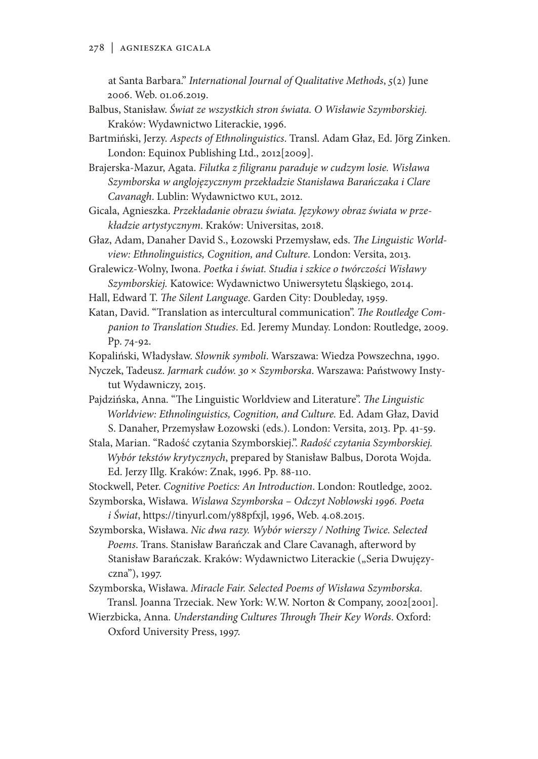at Santa Barbara." *International Journal of Qualitative Methods*, *5*(2) June 2006. Web. 01.06.2019.

Balbus, Stanisław. *Świat ze wszystkich stron świata. O Wisławie Szymborskiej.* Kraków: Wydawnictwo Literackie, 1996.

Bartmiński, Jerzy. *Aspects of Ethnolinguistics*. Transl. Adam Głaz, Ed. Jörg Zinken. London: Equinox Publishing Ltd., 2012[2009].

Brajerska-Mazur, Agata. *Filutka z filigranu paraduje w cudzym losie. Wisława Szymborska w anglojęzycznym przekładzie Stanisława Barańczaka i Clare Cavanagh*. Lublin: Wydawnictwo KUL, 2012.

Gicala, Agnieszka. *Przekładanie obrazu świata. Językowy obraz świata w przekładzie artystycznym*. Kraków: Universitas, 2018.

Głaz, Adam, Danaher David S., Łozowski Przemysław, eds. *The Linguistic Worldview: Ethnolinguistics, Cognition, and Culture*. London: Versita, 2013.

Gralewicz-Wolny, Iwona. *Poetka i świat. Studia i szkice o twórczości Wisławy Szymborskiej.* Katowice: Wydawnictwo Uniwersytetu Śląskiego, 2014.

Hall, Edward T. *The Silent Language*. Garden City: Doubleday, 1959.

Katan, David. "Translation as intercultural communication". *The Routledge Companion to Translation Studies*. Ed. Jeremy Munday. London: Routledge, 2009. Pp. 74-92.

Kopaliński, Władysław. *Słownik symboli*. Warszawa: Wiedza Powszechna, 1990.

Nyczek, Tadeusz. *Jarmark cudów. 30 × Szymborska*. Warszawa: Państwowy Instytut Wydawniczy, 2015.

Pajdzińska, Anna. "The Linguistic Worldview and Literature". *The Linguistic Worldview: Ethnolinguistics, Cognition, and Culture.* Ed. Adam Głaz, David S. Danaher, Przemysław Łozowski (eds.). London: Versita, 2013. Pp. 41-59.

Stala, Marian. "Radość czytania Szymborskiej.". *Radość czytania Szymborskiej. Wybór tekstów krytycznych*, prepared by Stanisław Balbus, Dorota Wojda. Ed. Jerzy Illg. Kraków: Znak, 1996. Pp. 88-110.

Stockwell, Peter. *Cognitive Poetics: An Introduction*. London: Routledge, 2002.

Szymborska, Wisława. *Wislawa Szymborska – Odczyt Noblowski 1996. Poeta i Świat*, https://tinyurl.com/y88pfxjl, 1996, Web. 4.08.2015.

Szymborska, Wisława. *Nic dwa razy. Wybór wierszy / Nothing Twice. Selected Poems*. Trans. Stanisław Barańczak and Clare Cavanagh, afterword by Stanisław Barańczak. Kraków: Wydawnictwo Literackie („Seria Dwujęzyczna"), 1997.

Szymborska, Wisława. *Miracle Fair. Selected Poems of Wisława Szymborska*. Transl. Joanna Trzeciak. New York: W.W. Norton & Company, 2002[2001].

Wierzbicka, Anna. *Understanding Cultures Through Their Key Words*. Oxford: Oxford University Press, 1997.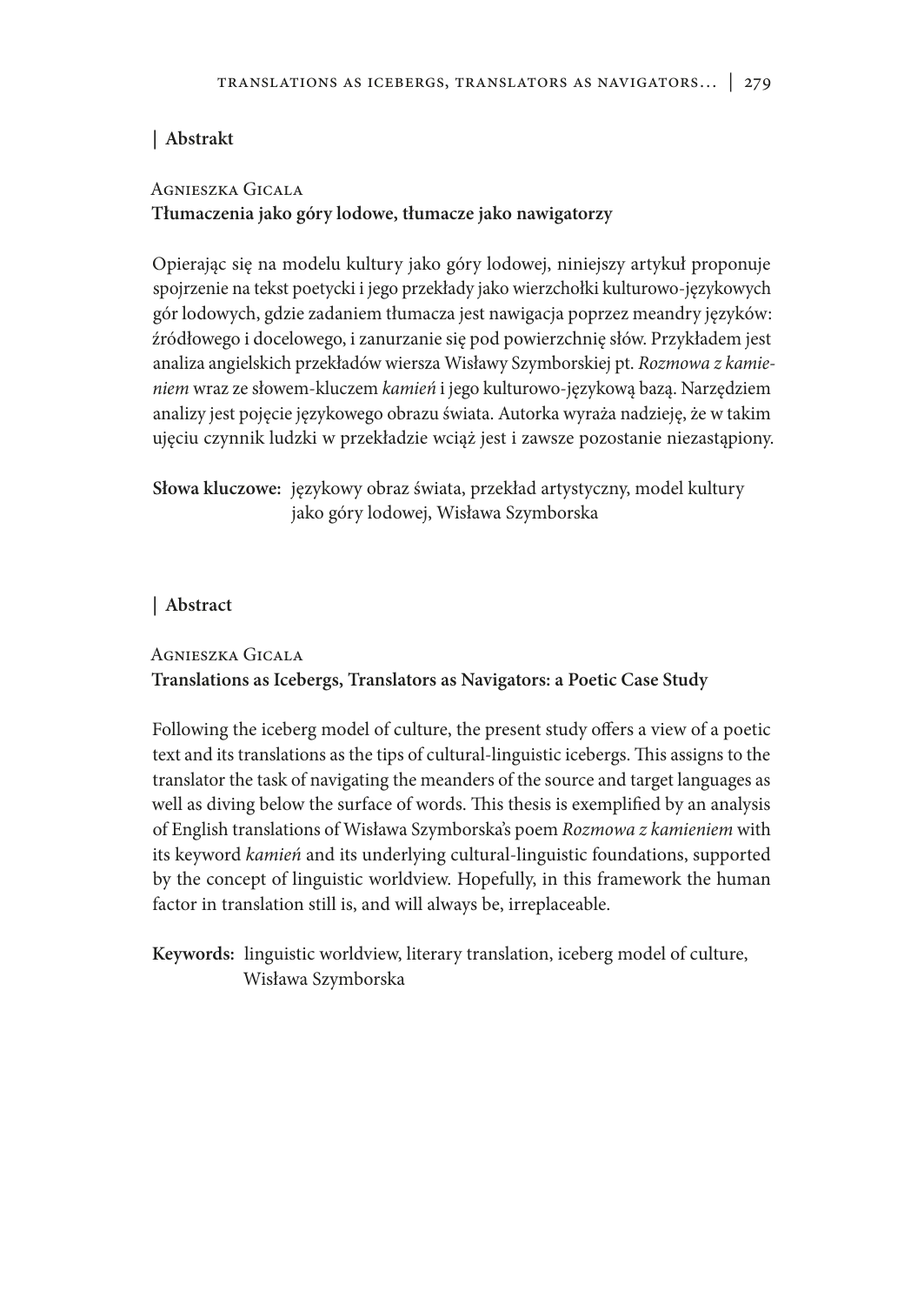## | Abstrakt

Agnieszka Gicala

**Tłumaczenia jako góry lodowe, tłumacze jako nawigatorzy**

Opierając się na modelu kultury jako góry lodowej, niniejszy artykuł proponuje spojrzenie na tekst poetycki i jego przekłady jako wierzchołki kulturowo-językowych gór lodowych, gdzie zadaniem tłumacza jest nawigacja poprzez meandry języków: źródłowego i docelowego, i zanurzanie się pod powierzchnię słów. Przykładem jest analiza angielskich przekładów wiersza Wisławy Szymborskiej pt. *Rozmowa z kamieniem* wraz ze słowem-kluczem *kamień* i jego kulturowo-językową bazą. Narzędziem analizy jest pojęcie językowego obrazu świata. Autorka wyraża nadzieję, że w takim ujęciu czynnik ludzki w przekładzie wciąż jest i zawsze pozostanie niezastąpiony.

**Słowa kluczowe:** językowy obraz świata, przekład artystyczny, model kultury jako góry lodowej, Wisława Szymborska

## | Abstract

Agnieszka Gicala

**Translations as Icebergs, Translators as Navigators: a Poetic Case Study**

Following the iceberg model of culture, the present study offers a view of a poetic text and its translations as the tips of cultural-linguistic icebergs. This assigns to the translator the task of navigating the meanders of the source and target languages as well as diving below the surface of words. This thesis is exemplified by an analysis of English translations of Wisława Szymborska's poem *Rozmowa z kamieniem* with its keyword *kamień* and its underlying cultural-linguistic foundations, supported by the concept of linguistic worldview. Hopefully, in this framework the human factor in translation still is, and will always be, irreplaceable.

**Keywords:** linguistic worldview, literary translation, iceberg model of culture, Wisława Szymborska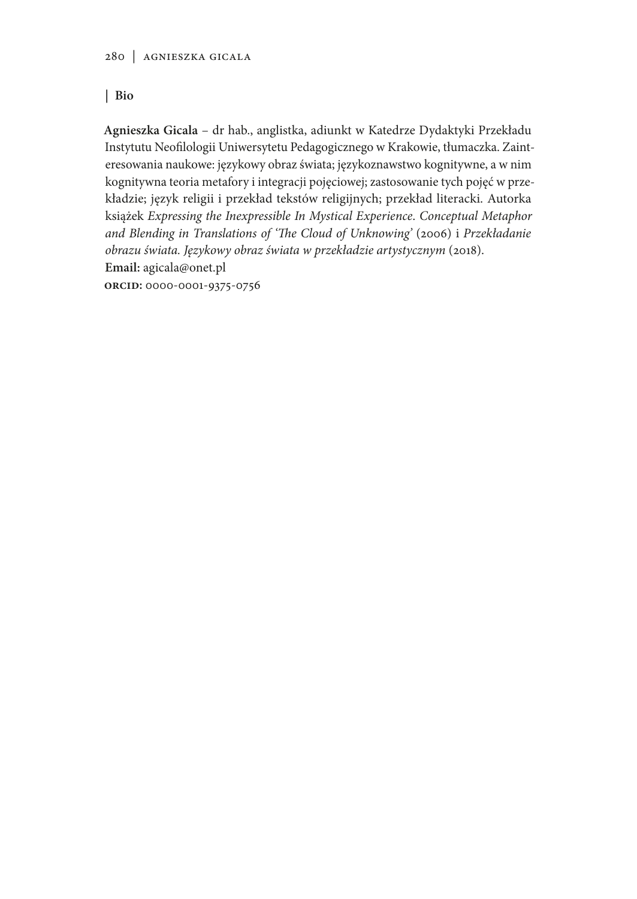## Bio

**Agnieszka Gicala** – dr hab., anglistka, adiunkt w Katedrze Dydaktyki Przekładu Instytutu Neofilologii Uniwersytetu Pedagogicznego w Krakowie, tłumaczka. Zainteresowania naukowe: językowy obraz świata; językoznawstwo kognitywne, a w nim kognitywna teoria metafory i integracji pojęciowej; zastosowanie tych pojęć w przekładzie; język religii i przekład tekstów religijnych; przekład literacki. Autorka książek *Expressing the Inexpressible In Mystical Experience. Conceptual Metaphor and Blending in Translations of 'The Cloud of Unknowing'* (2006) i *Przekładanie obrazu świata. Językowy obraz świata w przekładzie artystycznym* (2018).

**Email:** agicala@onet.pl

**ORCID:** 0000-0001-9375-0756